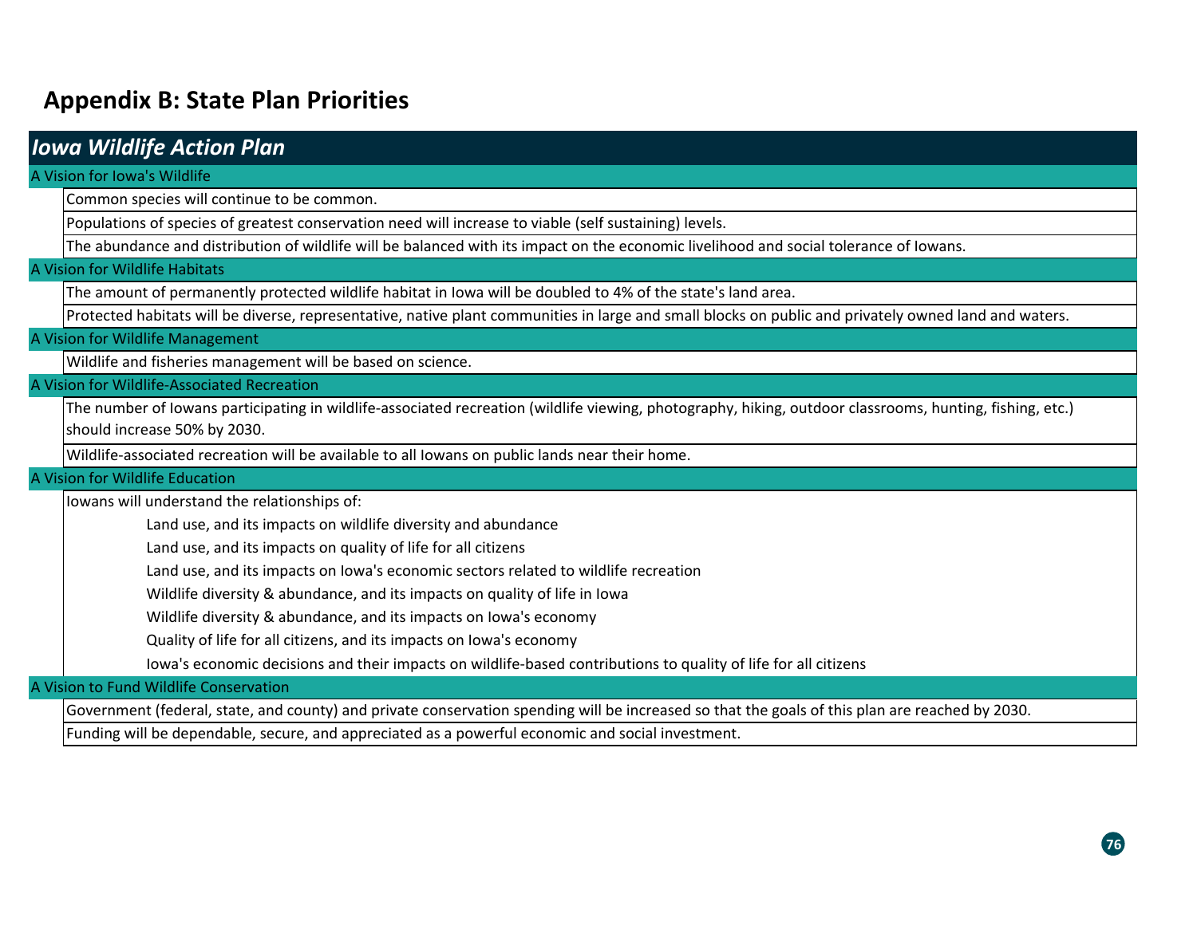# Appendix B: State Plan Priorities

## *Iowa Wildlife Action Plan*

### A Vision for Iowa's Wildlife

- Common species will continue to be common.
- Populations of species of greatest conservation need will increase to viable (self sustaining) levels.
- The abundance and distribution of wildlife will be balanced with its impact on the economic livelihood and social tolerance of Iowans.

### A Vision for Wildlife Habitats

- The amount of permanently protected wildlife habitat in Iowa will be doubled to 4% of the state's land area.
- Protected habitats will be diverse, representative, native plant communities in large and small blocks on public and privately owned land and waters.

### A Vision for Wildlife Management

- Wildlife and fisheries management will be based on science.

### A Vision for Wildlife-Associated Recreation

- The number of Iowans participating in wildlife-associated recreation (wildlife viewing, photography, hiking, outdoor classrooms, hunting, fishing, etc.) should increase 50% by 2030.
- Wildlife-associated recreation will be available to all Iowans on public lands near their home.

### A Vision for Wildlife Education

- Iowans will understand the relationships of:
  - Land use, and its impacts on wildlife diversity and abundance
  - Land use, and its impacts on quality of life for all citizens
  - Land use, and its impacts on Iowa's economic sectors related to wildlife recreation
  - Wildlife diversity & abundance, and its impacts on quality of life in Iowa
  - Wildlife diversity & abundance, and its impacts on Iowa's economy
  - Quality of life for all citizens, and its impacts on Iowa's economy
  - Iowa's economic decisions and their impacts on wildlife-based contributions to quality of life for all citizens

### A Vision to Fund Wildlife Conservation

- Government (federal, state, and county) and private conservation spending will be increased so that the goals of this plan are reached by 2030.
- Funding will be dependable, secure, and appreciated as a powerful economic and social investment.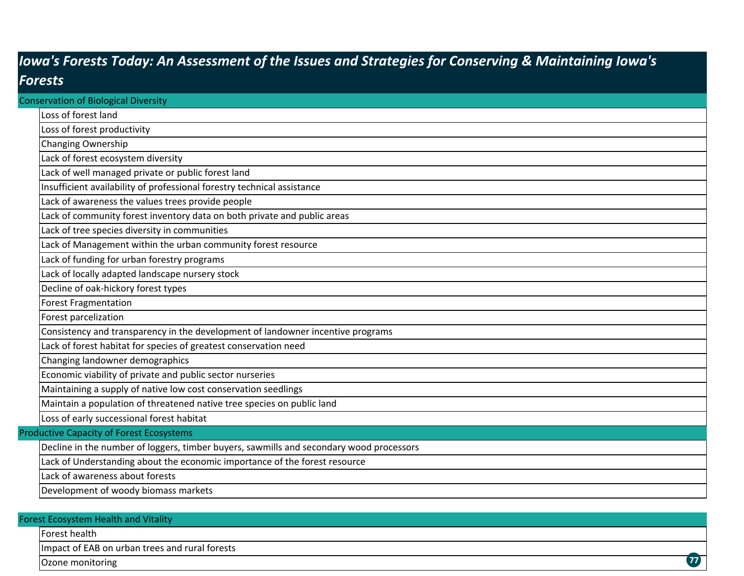## *Iowa's Forests Today: An Assessment of the Issues and Strategies for Conserving & Maintaining Iowa's Forests*

### Conservation of Biological Diversity

- Loss of forest land
- Loss of forest productivity
- Changing Ownership
- Lack of forest ecosystem diversity
- Lack of well managed private or public forest land
- Insufficient availability of professional forestry technical assistance
- Lack of awareness the values trees provide people
- Lack of community forest inventory data on both private and public areas
- Lack of tree species diversity in communities
- Lack of Management within the urban community forest resource
- Lack of funding for urban forestry programs
- Lack of locally adapted landscape nursery stock
- Decline of oak-hickory forest types
- Forest Fragmentation
- Forest parcelization
- Consistency and transparency in the development of landowner incentive programs
- Lack of forest habitat for species of greatest conservation need
- Changing landowner demographics
- Economic viability of private and public sector nurseries
- Maintaining a supply of native low cost conservation seedlings
- Maintain a population of threatened native tree species on public land
- Loss of early successional forest habitat

### Productive Capacity of Forest Ecosystems

- Decline in the number of loggers, timber buyers, sawmills and secondary wood processors
- Lack of Understanding about the economic importance of the forest resource
- Lack of awareness about forests
- Development of woody biomass markets

### Forest Ecosystem Health and Vitality

- Forest health
- Impact of EAB on urban trees and rural forests
- Ozone monitoring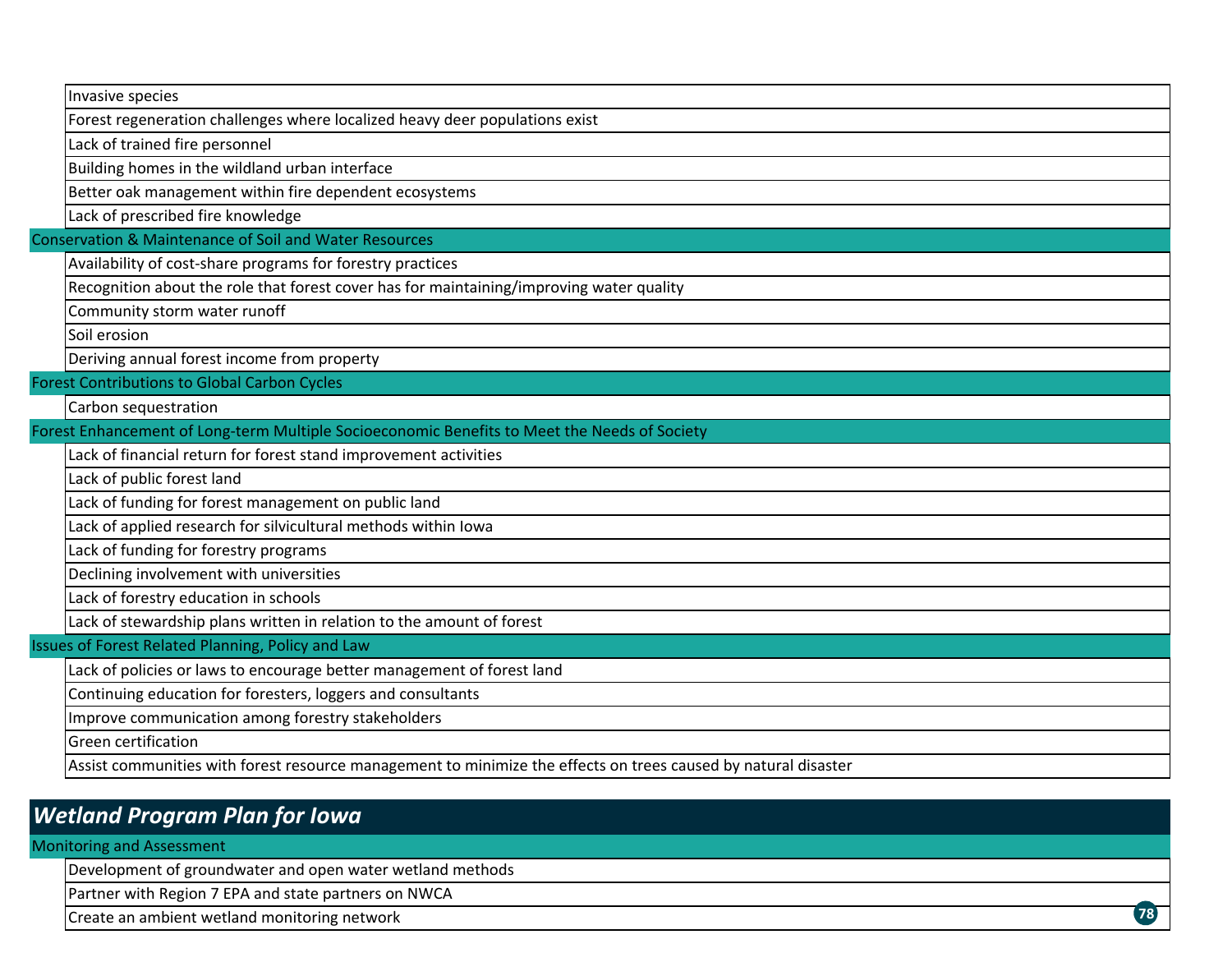- Invasive species
- Forest regeneration challenges where localized heavy deer populations exist
- Lack of trained fire personnel
- Building homes in the wildland urban interface
- Better oak management within fire dependent ecosystems
- Lack of prescribed fire knowledge

### Conservation & Maintenance of Soil and Water Resources

- Availability of cost-share programs for forestry practices
- Recognition about the role that forest cover has for maintaining/improving water quality
- Community storm water runoff
- Soil erosion
- Deriving annual forest income from property

### Forest Contributions to Global Carbon Cycles

- Carbon sequestration

### Forest Enhancement of Long-term Multiple Socioeconomic Benefits to Meet the Needs of Society

- Lack of financial return for forest stand improvement activities
- Lack of public forest land
- Lack of funding for forest management on public land
- Lack of applied research for silvicultural methods within Iowa
- Lack of funding for forestry programs
- Declining involvement with universities
- Lack of forestry education in schools
- Lack of stewardship plans written in relation to the amount of forest

### Issues of Forest Related Planning, Policy and Law

- Lack of policies or laws to encourage better management of forest land
- Continuing education for foresters, loggers and consultants
- Improve communication among forestry stakeholders
- Green certification
- Assist communities with forest resource management to minimize the effects on trees caused by natural disaster

## *Wetland Program Plan for Iowa*

### Monitoring and Assessment

- Development of groundwater and open water wetland methods
- Partner with Region 7 EPA and state partners on NWCA
- Create an ambient wetland monitoring network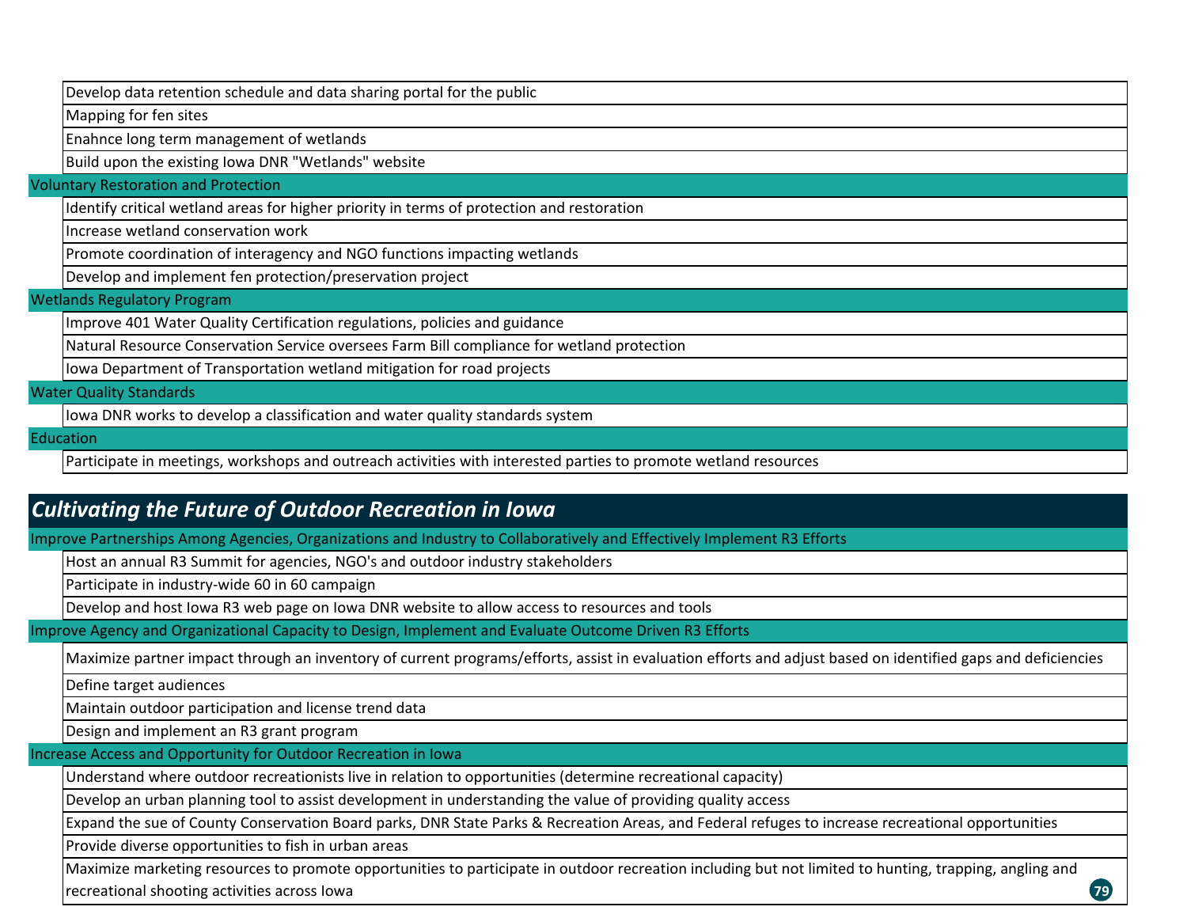- Develop data retention schedule and data sharing portal for the public
- Mapping for fen sites
- Enahnce long term management of wetlands
- Build upon the existing Iowa DNR "Wetlands" website

### Voluntary Restoration and Protection

- Identify critical wetland areas for higher priority in terms of protection and restoration
- Increase wetland conservation work
- Promote coordination of interagency and NGO functions impacting wetlands
- Develop and implement fen protection/preservation project

### Wetlands Regulatory Program

- Improve 401 Water Quality Certification regulations, policies and guidance
- Natural Resource Conservation Service oversees Farm Bill compliance for wetland protection
- Iowa Department of Transportation wetland mitigation for road projects

### Water Quality Standards

- Iowa DNR works to develop a classification and water quality standards system

### Education

- Participate in meetings, workshops and outreach activities with interested parties to promote wetland resources

## *Cultivating the Future of Outdoor Recreation in Iowa*

### Improve Partnerships Among Agencies, Organizations and Industry to Collaboratively and Effectively Implement R3 Efforts

- Host an annual R3 Summit for agencies, NGO's and outdoor industry stakeholders
- Participate in industry-wide 60 in 60 campaign
- Develop and host Iowa R3 web page on Iowa DNR website to allow access to resources and tools

### Improve Agency and Organizational Capacity to Design, Implement and Evaluate Outcome Driven R3 Efforts

- Maximize partner impact through an inventory of current programs/efforts, assist in evaluation efforts and adjust based on identified gaps and deficiencies
- Define target audiences
- Maintain outdoor participation and license trend data
- Design and implement an R3 grant program

### Increase Access and Opportunity for Outdoor Recreation in Iowa

- Understand where outdoor recreationists live in relation to opportunities (determine recreational capacity)
- Develop an urban planning tool to assist development in understanding the value of providing quality access
- Expand the sue of County Conservation Board parks, DNR State Parks & Recreation Areas, and Federal refuges to increase recreational opportunities
- Provide diverse opportunities to fish in urban areas
- Maximize marketing resources to promote opportunities to participate in outdoor recreation including but not limited to hunting, trapping, angling and recreational shooting activities across Iowa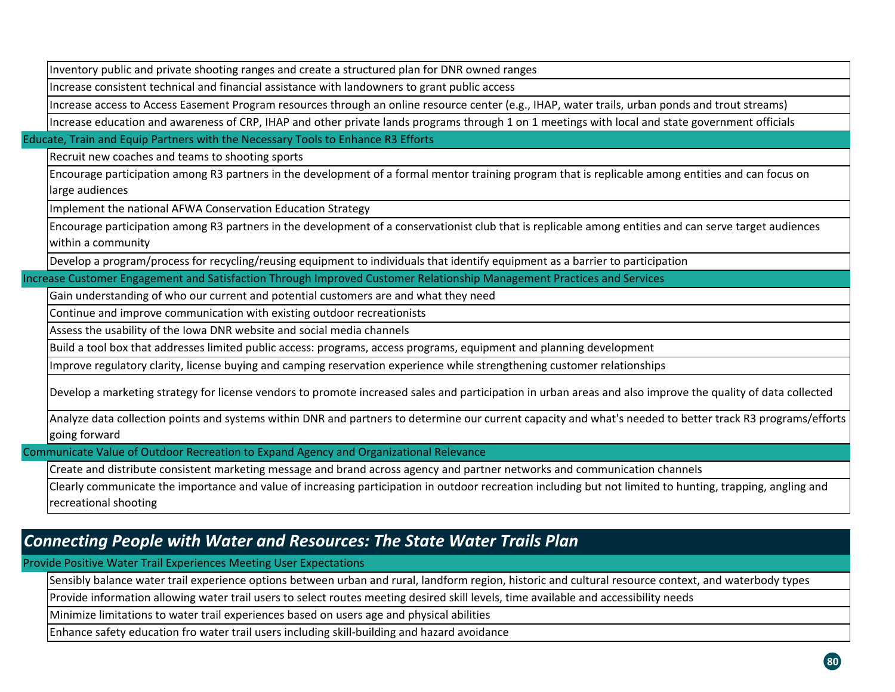- Inventory public and private shooting ranges and create a structured plan for DNR owned ranges
- Increase consistent technical and financial assistance with landowners to grant public access
- Increase access to Access Easement Program resources through an online resource center (e.g., IHAP, water trails, urban ponds and trout streams)
- Increase education and awareness of CRP, IHAP and other private lands programs through 1 on 1 meetings with local and state government officials

**Educate, Train and Equip Partners with the Necessary Tools to Enhance R3 Efforts**

- Recruit new coaches and teams to shooting sports
- Encourage participation among R3 partners in the development of a formal mentor training program that is replicable among entities and can focus on large audiences
- Implement the national AFWA Conservation Education Strategy
- Encourage participation among R3 partners in the development of a conservationist club that is replicable among entities and can serve target audiences within a community
- Develop a program/process for recycling/reusing equipment to individuals that identify equipment as a barrier to participation

**Increase Customer Engagement and Satisfaction Through Improved Customer Relationship Management Practices and Services**

- Gain understanding of who our current and potential customers are and what they need
- Continue and improve communication with existing outdoor recreationists
- Assess the usability of the Iowa DNR website and social media channels
- Build a tool box that addresses limited public access: programs, access programs, equipment and planning development
- Improve regulatory clarity, license buying and camping reservation experience while strengthening customer relationships
- Develop a marketing strategy for license vendors to promote increased sales and participation in urban areas and also improve the quality of data collected
- Analyze data collection points and systems within DNR and partners to determine our current capacity and what's needed to better track R3 programs/efforts going forward

**Communicate Value of Outdoor Recreation to Expand Agency and Organizational Relevance**

- Create and distribute consistent marketing message and brand across agency and partner networks and communication channels
- Clearly communicate the importance and value of increasing participation in outdoor recreation including but not limited to hunting, trapping, angling and recreational shooting

## *Connecting People with Water and Resources: The State Water Trails Plan*

**Provide Positive Water Trail Experiences Meeting User Expectations**

- Sensibly balance water trail experience options between urban and rural, landform region, historic and cultural resource context, and waterbody types
- Provide information allowing water trail users to select routes meeting desired skill levels, time available and accessibility needs
- Minimize limitations to water trail experiences based on users age and physical abilities
- Enhance safety education fro water trail users including skill-building and hazard avoidance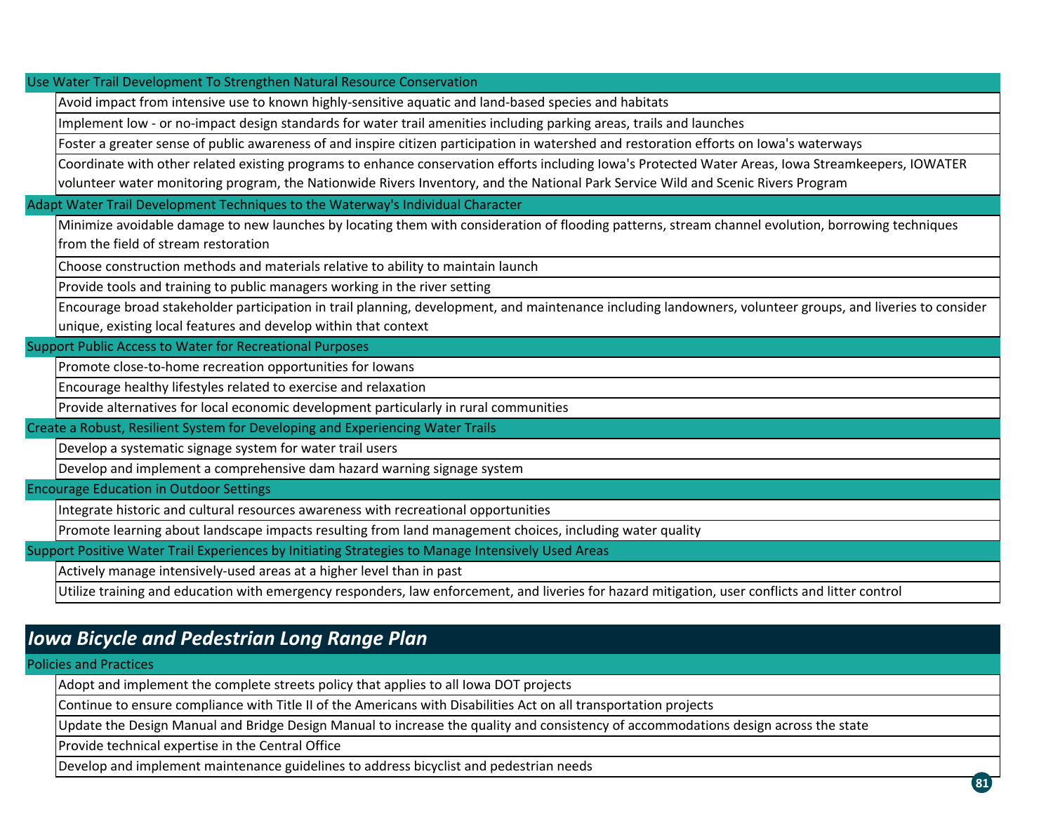**Use Water Trail Development To Strengthen Natural Resource Conservation**

- Avoid impact from intensive use to known highly-sensitive aquatic and land-based species and habitats
- Implement low - or no-impact design standards for water trail amenities including parking areas, trails and launches
- Foster a greater sense of public awareness of and inspire citizen participation in watershed and restoration efforts on Iowa's waterways
- Coordinate with other related existing programs to enhance conservation efforts including Iowa's Protected Water Areas, Iowa Streamkeepers, IOWATER volunteer water monitoring program, the Nationwide Rivers Inventory, and the National Park Service Wild and Scenic Rivers Program

**Adapt Water Trail Development Techniques to the Waterway's Individual Character**

- Minimize avoidable damage to new launches by locating them with consideration of flooding patterns, stream channel evolution, borrowing techniques from the field of stream restoration
- Choose construction methods and materials relative to ability to maintain launch
- Provide tools and training to public managers working in the river setting
- Encourage broad stakeholder participation in trail planning, development, and maintenance including landowners, volunteer groups, and liveries to consider unique, existing local features and develop within that context

**Support Public Access to Water for Recreational Purposes**

- Promote close-to-home recreation opportunities for Iowans
- Encourage healthy lifestyles related to exercise and relaxation
- Provide alternatives for local economic development particularly in rural communities

**Create a Robust, Resilient System for Developing and Experiencing Water Trails**

- Develop a systematic signage system for water trail users
- Develop and implement a comprehensive dam hazard warning signage system

**Encourage Education in Outdoor Settings**

- Integrate historic and cultural resources awareness with recreational opportunities
- Promote learning about landscape impacts resulting from land management choices, including water quality

**Support Positive Water Trail Experiences by Initiating Strategies to Manage Intensively Used Areas**

- Actively manage intensively-used areas at a higher level than in past
- Utilize training and education with emergency responders, law enforcement, and liveries for hazard mitigation, user conflicts and litter control

## *Iowa Bicycle and Pedestrian Long Range Plan*

**Policies and Practices**

- Adopt and implement the complete streets policy that applies to all Iowa DOT projects
- Continue to ensure compliance with Title II of the Americans with Disabilities Act on all transportation projects
- Update the Design Manual and Bridge Design Manual to increase the quality and consistency of accommodations design across the state
- Provide technical expertise in the Central Office
- Develop and implement maintenance guidelines to address bicyclist and pedestrian needs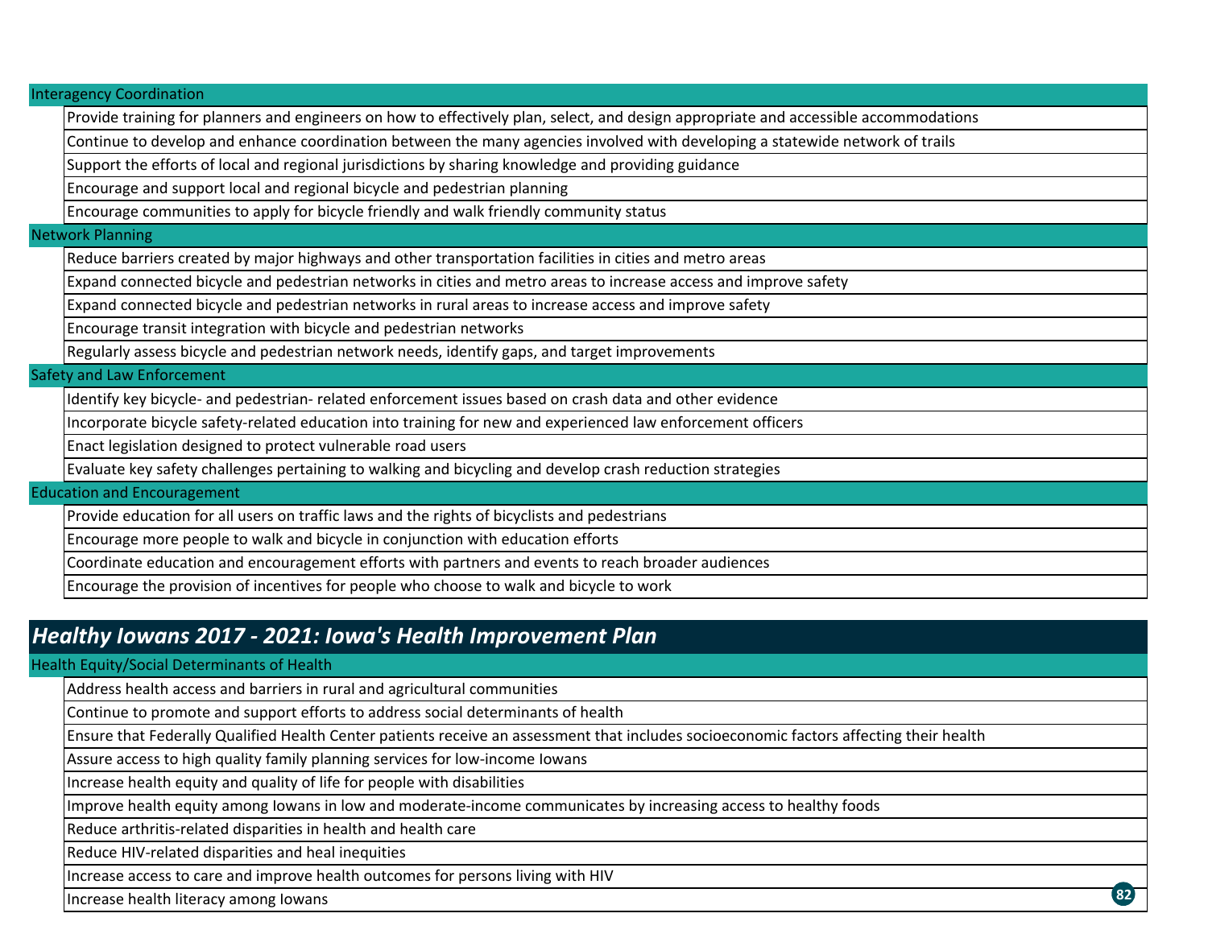### Interagency Coordination

- Provide training for planners and engineers on how to effectively plan, select, and design appropriate and accessible accommodations
- Continue to develop and enhance coordination between the many agencies involved with developing a statewide network of trails
- Support the efforts of local and regional jurisdictions by sharing knowledge and providing guidance
- Encourage and support local and regional bicycle and pedestrian planning
- Encourage communities to apply for bicycle friendly and walk friendly community status

### Network Planning

- Reduce barriers created by major highways and other transportation facilities in cities and metro areas
- Expand connected bicycle and pedestrian networks in cities and metro areas to increase access and improve safety
- Expand connected bicycle and pedestrian networks in rural areas to increase access and improve safety
- Encourage transit integration with bicycle and pedestrian networks
- Regularly assess bicycle and pedestrian network needs, identify gaps, and target improvements

### Safety and Law Enforcement

- Identify key bicycle- and pedestrian- related enforcement issues based on crash data and other evidence
- Incorporate bicycle safety-related education into training for new and experienced law enforcement officers
- Enact legislation designed to protect vulnerable road users
- Evaluate key safety challenges pertaining to walking and bicycling and develop crash reduction strategies

### Education and Encouragement

- Provide education for all users on traffic laws and the rights of bicyclists and pedestrians
- Encourage more people to walk and bicycle in conjunction with education efforts
- Coordinate education and encouragement efforts with partners and events to reach broader audiences
- Encourage the provision of incentives for people who choose to walk and bicycle to work

## *Healthy Iowans 2017 - 2021: Iowa's Health Improvement Plan*

### Health Equity/Social Determinants of Health

- Address health access and barriers in rural and agricultural communities
- Continue to promote and support efforts to address social determinants of health
- Ensure that Federally Qualified Health Center patients receive an assessment that includes socioeconomic factors affecting their health
- Assure access to high quality family planning services for low-income Iowans
- Increase health equity and quality of life for people with disabilities
- Improve health equity among Iowans in low and moderate-income communicates by increasing access to healthy foods
- Reduce arthritis-related disparities in health and health care
- Reduce HIV-related disparities and heal inequities
- Increase access to care and improve health outcomes for persons living with HIV
- Increase health literacy among Iowans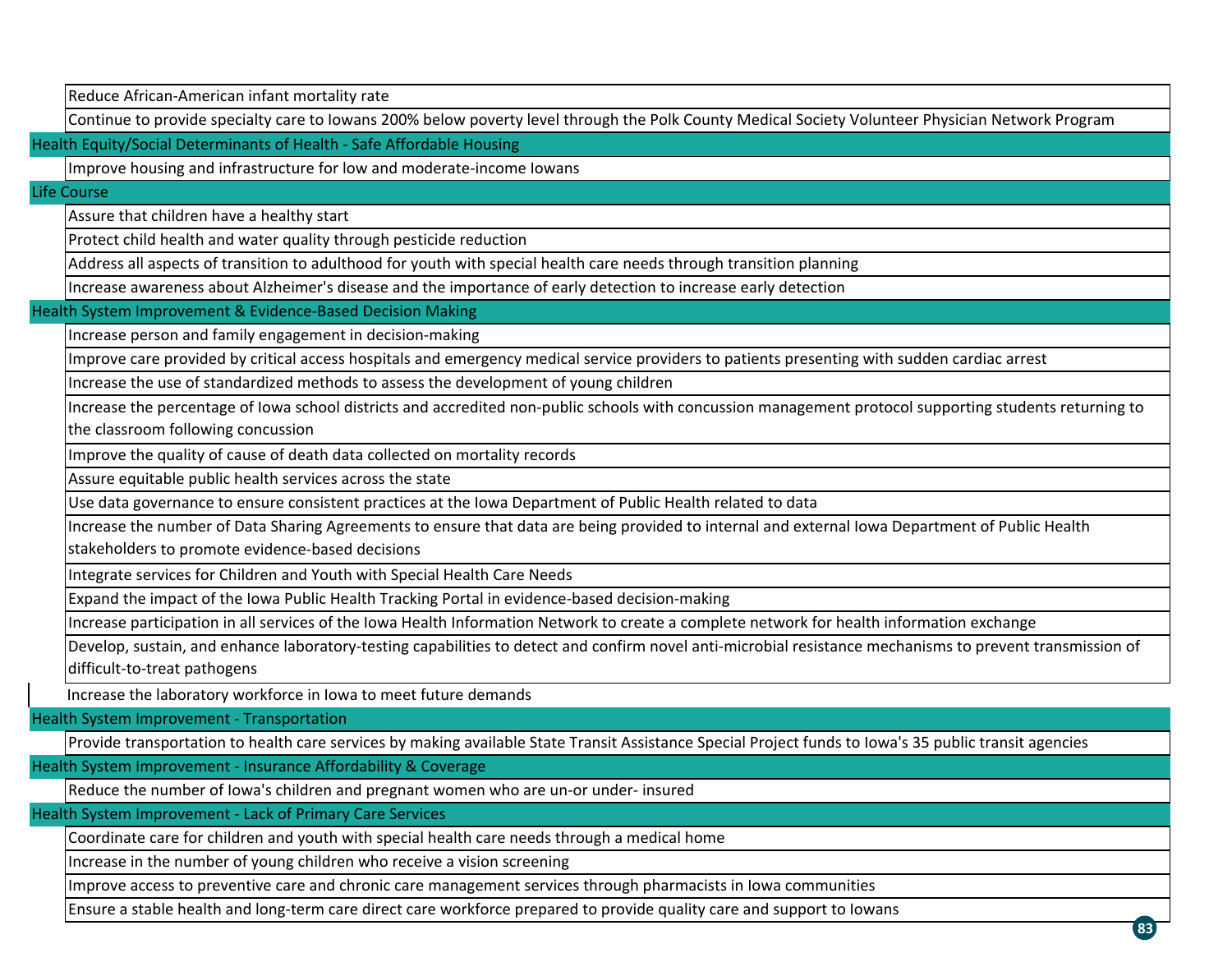| |
|---|
| Reduce African-American infant mortality rate |
| Continue to provide specialty care to Iowans 200% below poverty level through the Polk County Medical Society Volunteer Physician Network Program |
| **Health Equity/Social Determinants of Health - Safe Affordable Housing** |
| Improve housing and infrastructure for low and moderate-income Iowans |
| **Life Course** |
| Assure that children have a healthy start |
| Protect child health and water quality through pesticide reduction |
| Address all aspects of transition to adulthood for youth with special health care needs through transition planning |
| Increase awareness about Alzheimer's disease and the importance of early detection to increase early detection |
| **Health System Improvement & Evidence-Based Decision Making** |
| Increase person and family engagement in decision-making |
| Improve care provided by critical access hospitals and emergency medical service providers to patients presenting with sudden cardiac arrest |
| Increase the use of standardized methods to assess the development of young children |
| Increase the percentage of Iowa school districts and accredited non-public schools with concussion management protocol supporting students returning to the classroom following concussion |
| Improve the quality of cause of death data collected on mortality records |
| Assure equitable public health services across the state |
| Use data governance to ensure consistent practices at the Iowa Department of Public Health related to data |
| Increase the number of Data Sharing Agreements to ensure that data are being provided to internal and external Iowa Department of Public Health stakeholders to promote evidence-based decisions |
| Integrate services for Children and Youth with Special Health Care Needs |
| Expand the impact of the Iowa Public Health Tracking Portal in evidence-based decision-making |
| Increase participation in all services of the Iowa Health Information Network to create a complete network for health information exchange |
| Develop, sustain, and enhance laboratory-testing capabilities to detect and confirm novel anti-microbial resistance mechanisms to prevent transmission of difficult-to-treat pathogens |
| Increase the laboratory workforce in Iowa to meet future demands |
| **Health System Improvement - Transportation** |
| Provide transportation to health care services by making available State Transit Assistance Special Project funds to Iowa's 35 public transit agencies |
| **Health System Improvement - Insurance Affordability & Coverage** |
| Reduce the number of Iowa's children and pregnant women who are un-or under- insured |
| **Health System Improvement - Lack of Primary Care Services** |
| Coordinate care for children and youth with special health care needs through a medical home |
| Increase in the number of young children who receive a vision screening |
| Improve access to preventive care and chronic care management services through pharmacists in Iowa communities |
| Ensure a stable health and long-term care direct care workforce prepared to provide quality care and support to Iowans |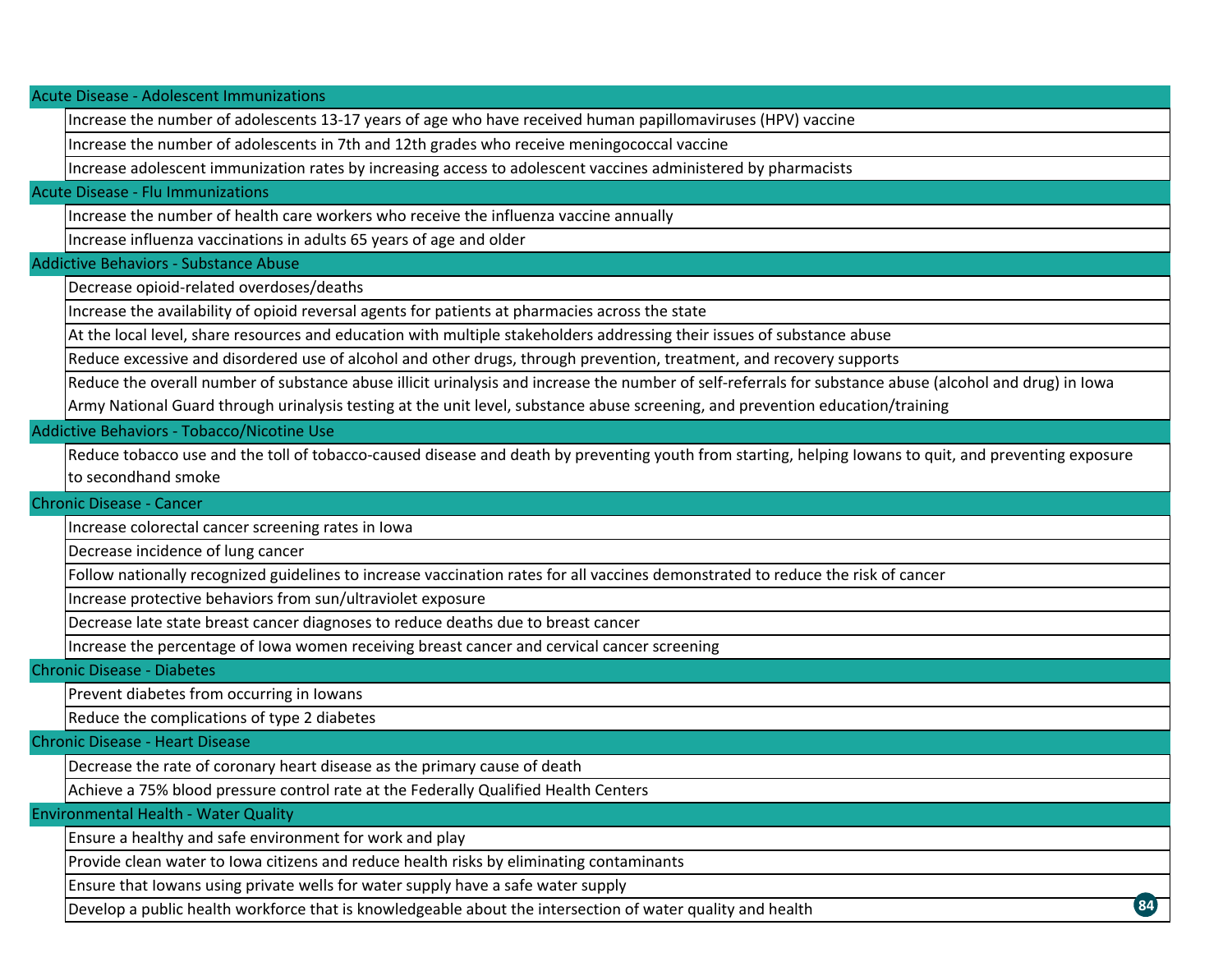| Acute Disease - Adolescent Immunizations |
|---|
| Increase the number of adolescents 13-17 years of age who have received human papillomaviruses (HPV) vaccine |
| Increase the number of adolescents in 7th and 12th grades who receive meningococcal vaccine |
| Increase adolescent immunization rates by increasing access to adolescent vaccines administered by pharmacists |
| **Acute Disease - Flu Immunizations** |
| Increase the number of health care workers who receive the influenza vaccine annually |
| Increase influenza vaccinations in adults 65 years of age and older |
| **Addictive Behaviors - Substance Abuse** |
| Decrease opioid-related overdoses/deaths |
| Increase the availability of opioid reversal agents for patients at pharmacies across the state |
| At the local level, share resources and education with multiple stakeholders addressing their issues of substance abuse |
| Reduce excessive and disordered use of alcohol and other drugs, through prevention, treatment, and recovery supports |
| Reduce the overall number of substance abuse illicit urinalysis and increase the number of self-referrals for substance abuse (alcohol and drug) in Iowa Army National Guard through urinalysis testing at the unit level, substance abuse screening, and prevention education/training |
| **Addictive Behaviors - Tobacco/Nicotine Use** |
| Reduce tobacco use and the toll of tobacco-caused disease and death by preventing youth from starting, helping Iowans to quit, and preventing exposure to secondhand smoke |
| **Chronic Disease - Cancer** |
| Increase colorectal cancer screening rates in Iowa |
| Decrease incidence of lung cancer |
| Follow nationally recognized guidelines to increase vaccination rates for all vaccines demonstrated to reduce the risk of cancer |
| Increase protective behaviors from sun/ultraviolet exposure |
| Decrease late state breast cancer diagnoses to reduce deaths due to breast cancer |
| Increase the percentage of Iowa women receiving breast cancer and cervical cancer screening |
| **Chronic Disease - Diabetes** |
| Prevent diabetes from occurring in Iowans |
| Reduce the complications of type 2 diabetes |
| **Chronic Disease - Heart Disease** |
| Decrease the rate of coronary heart disease as the primary cause of death |
| Achieve a 75% blood pressure control rate at the Federally Qualified Health Centers |
| **Environmental Health - Water Quality** |
| Ensure a healthy and safe environment for work and play |
| Provide clean water to Iowa citizens and reduce health risks by eliminating contaminants |
| Ensure that Iowans using private wells for water supply have a safe water supply |
| Develop a public health workforce that is knowledgeable about the intersection of water quality and health |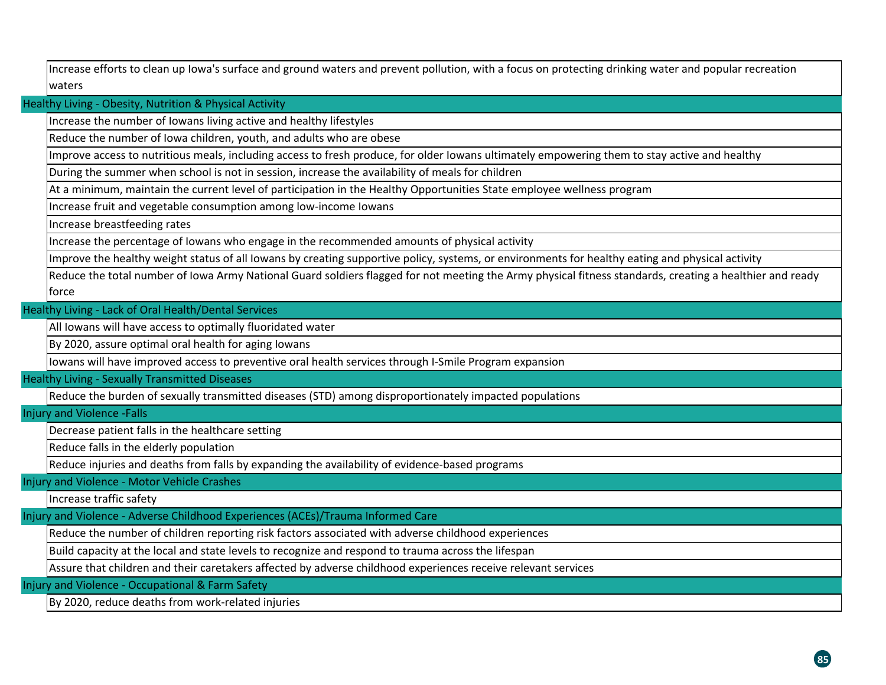| |
|---|
| Increase efforts to clean up Iowa's surface and ground waters and prevent pollution, with a focus on protecting drinking water and popular recreation waters |
| **Healthy Living - Obesity, Nutrition & Physical Activity** |
| Increase the number of Iowans living active and healthy lifestyles |
| Reduce the number of Iowa children, youth, and adults who are obese |
| Improve access to nutritious meals, including access to fresh produce, for older Iowans ultimately empowering them to stay active and healthy |
| During the summer when school is not in session, increase the availability of meals for children |
| At a minimum, maintain the current level of participation in the Healthy Opportunities State employee wellness program |
| Increase fruit and vegetable consumption among low-income Iowans |
| Increase breastfeeding rates |
| Increase the percentage of Iowans who engage in the recommended amounts of physical activity |
| Improve the healthy weight status of all Iowans by creating supportive policy, systems, or environments for healthy eating and physical activity |
| Reduce the total number of Iowa Army National Guard soldiers flagged for not meeting the Army physical fitness standards, creating a healthier and ready force |
| **Healthy Living - Lack of Oral Health/Dental Services** |
| All Iowans will have access to optimally fluoridated water |
| By 2020, assure optimal oral health for aging Iowans |
| Iowans will have improved access to preventive oral health services through I-Smile Program expansion |
| **Healthy Living - Sexually Transmitted Diseases** |
| Reduce the burden of sexually transmitted diseases (STD) among disproportionately impacted populations |
| **Injury and Violence -Falls** |
| Decrease patient falls in the healthcare setting |
| Reduce falls in the elderly population |
| Reduce injuries and deaths from falls by expanding the availability of evidence-based programs |
| **Injury and Violence - Motor Vehicle Crashes** |
| Increase traffic safety |
| **Injury and Violence - Adverse Childhood Experiences (ACEs)/Trauma Informed Care** |
| Reduce the number of children reporting risk factors associated with adverse childhood experiences |
| Build capacity at the local and state levels to recognize and respond to trauma across the lifespan |
| Assure that children and their caretakers affected by adverse childhood experiences receive relevant services |
| **Injury and Violence - Occupational & Farm Safety** |
| By 2020, reduce deaths from work-related injuries |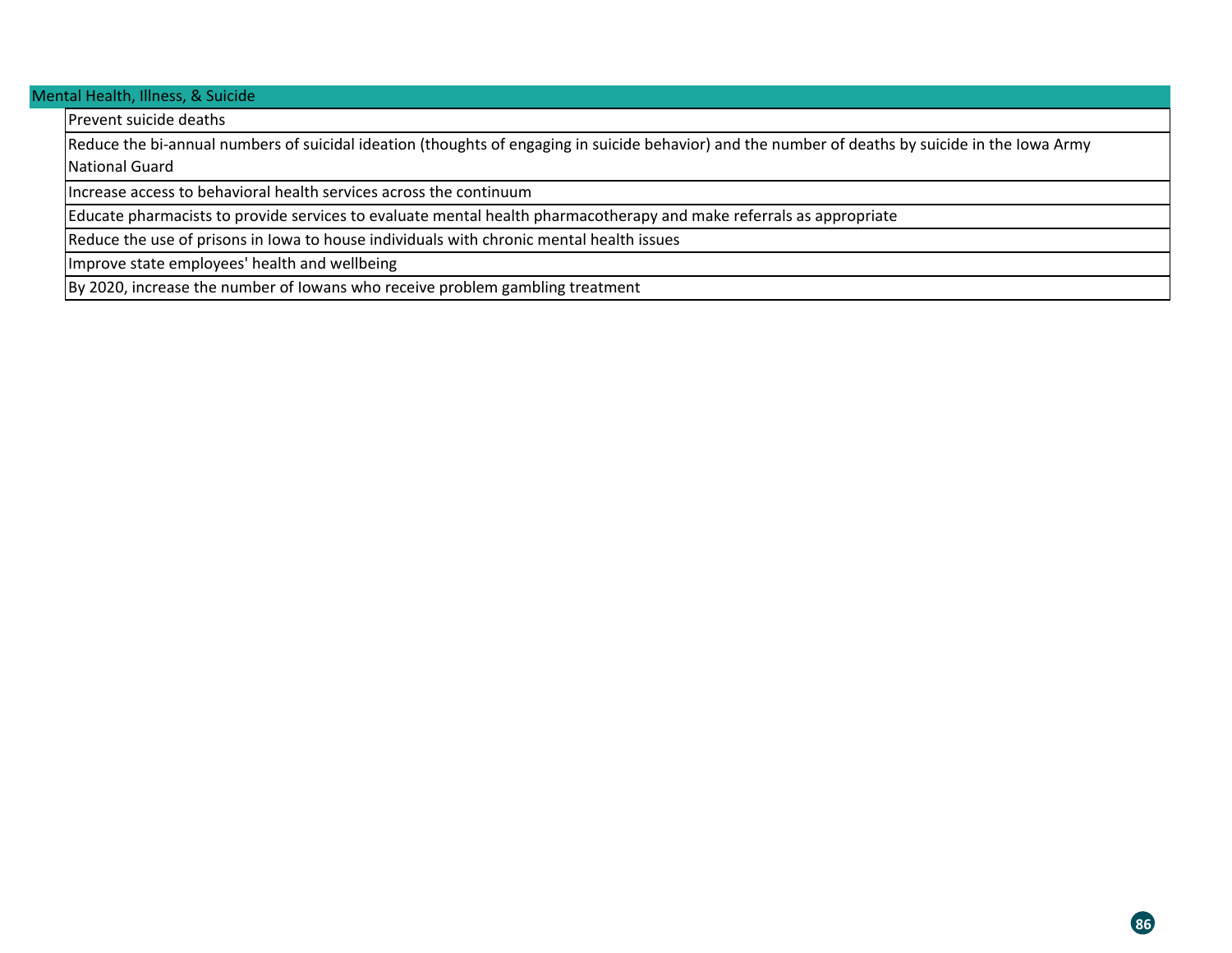| Mental Health, Illness, & Suicide |
|---|
| Prevent suicide deaths |
| Reduce the bi-annual numbers of suicidal ideation (thoughts of engaging in suicide behavior) and the number of deaths by suicide in the Iowa Army National Guard |
| Increase access to behavioral health services across the continuum |
| Educate pharmacists to provide services to evaluate mental health pharmacotherapy and make referrals as appropriate |
| Reduce the use of prisons in Iowa to house individuals with chronic mental health issues |
| Improve state employees' health and wellbeing |
| By 2020, increase the number of Iowans who receive problem gambling treatment |